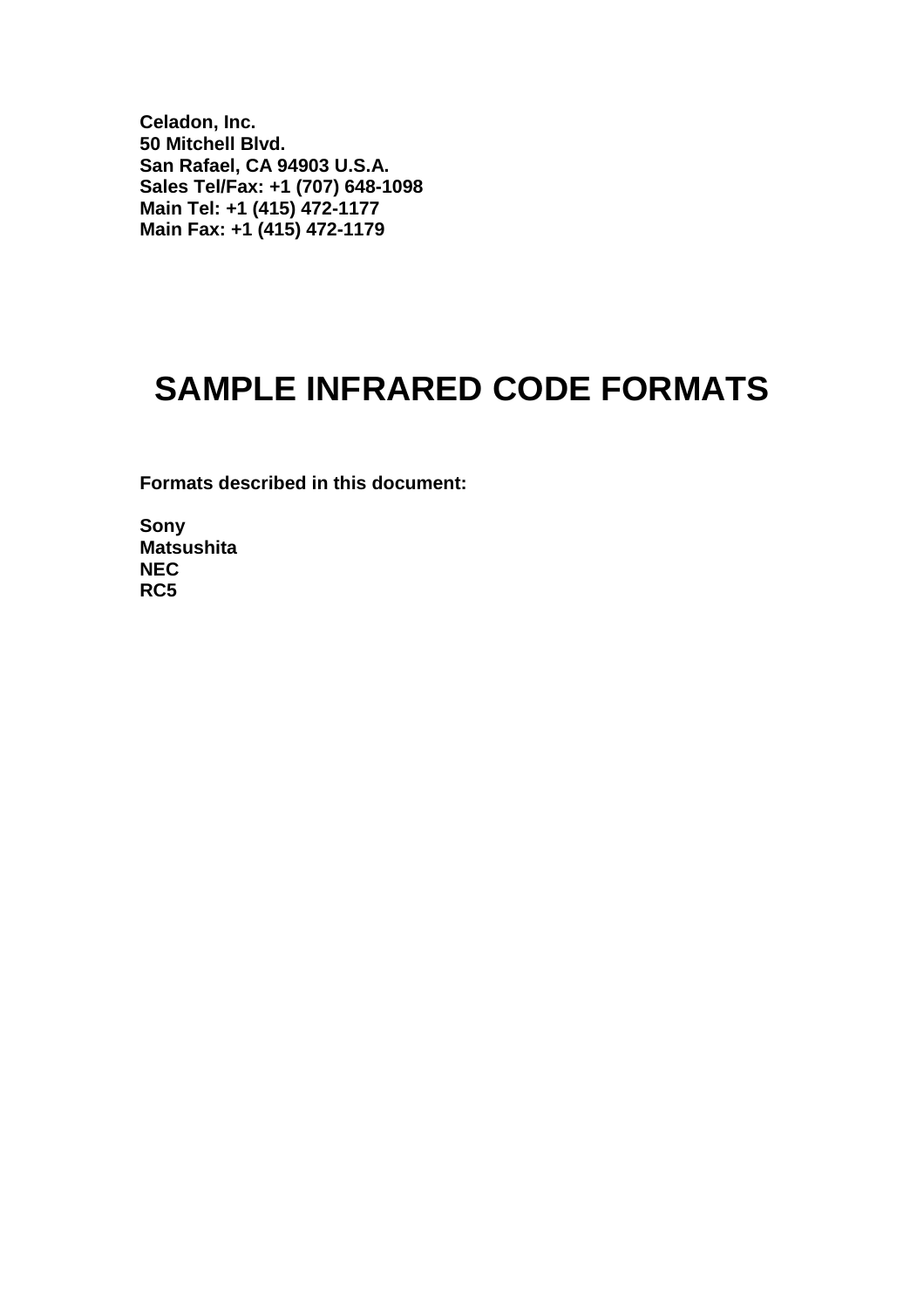**Celadon, Inc.**
**50 Mitchell Blvd.**
**San Rafael, CA 94903 U.S.A.**
**Sales Tel/Fax: +1 (707) 648-1098**
**Main Tel: +1 (415) 472-1177**
**Main Fax: +1 (415) 472-1179**

# SAMPLE INFRARED CODE FORMATS

**Formats described in this document:**

**Sony**
**Matsushita**
**NEC**
**RC5**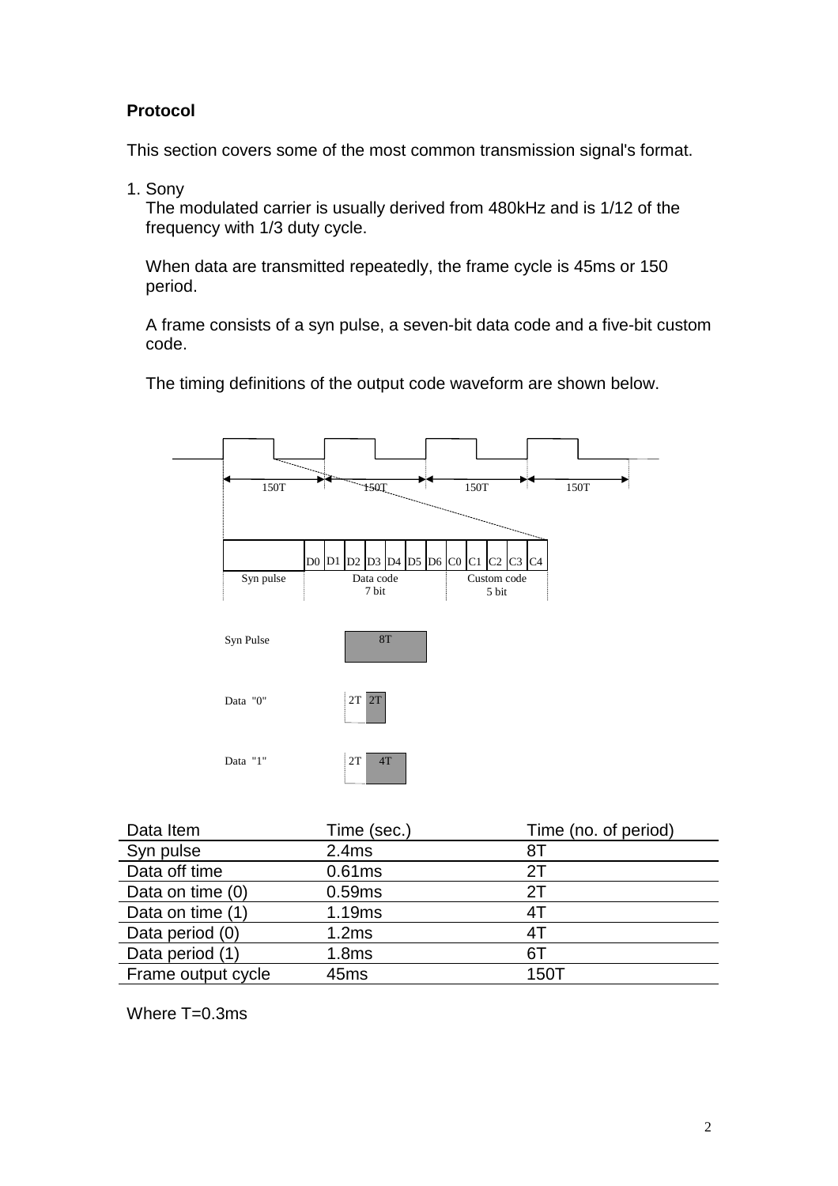**Protocol**

This section covers some of the most common transmission signal's format.

1. Sony

   The modulated carrier is usually derived from 480kHz and is 1/12 of the frequency with 1/3 duty cycle.

   When data are transmitted repeatedly, the frame cycle is 45ms or 150 period.

   A frame consists of a syn pulse, a seven-bit data code and a five-bit custom code.

   The timing definitions of the output code waveform are shown below.

150T 150T 150T 150T

D0 D1 D2 D3 D4 D5 D6 C0 C1 C2 C3 C4

Syn pulse | Data code 7 bit | Custom code 5 bit

Syn Pulse 8T

Data "0" 2T 2T

Data "1" 2T 4T

| Data Item | Time (sec.) | Time (no. of period) |
|---|---|---|
| Syn pulse | 2.4ms | 8T |
| Data off time | 0.61ms | 2T |
| Data on time (0) | 0.59ms | 2T |
| Data on time (1) | 1.19ms | 4T |
| Data period (0) | 1.2ms | 4T |
| Data period (1) | 1.8ms | 6T |
| Frame output cycle | 45ms | 150T |

Where T=0.3ms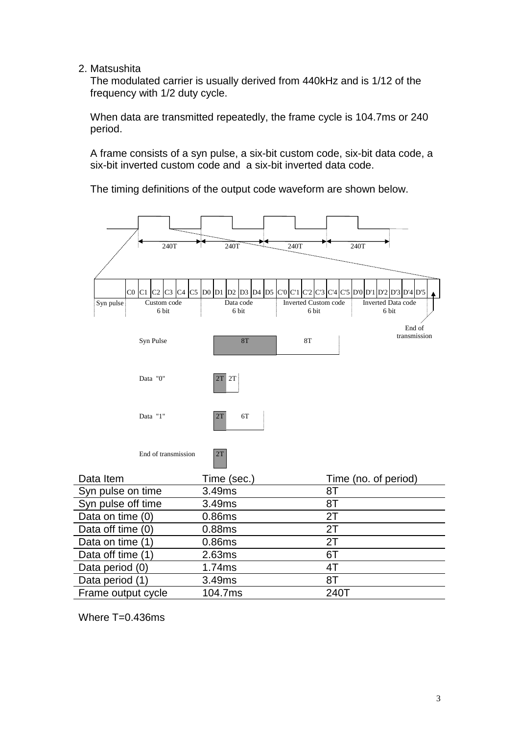2. Matsushita

   The modulated carrier is usually derived from 440kHz and is 1/12 of the frequency with 1/2 duty cycle.

   When data are transmitted repeatedly, the frame cycle is 104.7ms or 240 period.

   A frame consists of a syn pulse, a six-bit custom code, six-bit data code, a six-bit inverted custom code and a six-bit inverted data code.

   The timing definitions of the output code waveform are shown below.

240T 240T 240T 240T

C0 C1 C2 C3 C4 C5 D0 D1 D2 D3 D4 D5 C'0 C'1 C'2 C'3 C'4 C'5 D'0 D'1 D'2 D'3 D'4 D'5

Syn pulse | Custom code 6 bit | Data code 6 bit | Inverted Custom code 6 bit | Inverted Data code 6 bit

End of transmission

Syn Pulse: 8T 8T

Data "0": 2T 2T

Data "1": 2T 6T

End of transmission: 2T

| Data Item | Time (sec.) | Time (no. of period) |
|---|---|---|
| Syn pulse on time | 3.49ms | 8T |
| Syn pulse off time | 3.49ms | 8T |
| Data on time (0) | 0.86ms | 2T |
| Data off time (0) | 0.88ms | 2T |
| Data on time (1) | 0.86ms | 2T |
| Data off time (1) | 2.63ms | 6T |
| Data period (0) | 1.74ms | 4T |
| Data period (1) | 3.49ms | 8T |
| Frame output cycle | 104.7ms | 240T |

Where T=0.436ms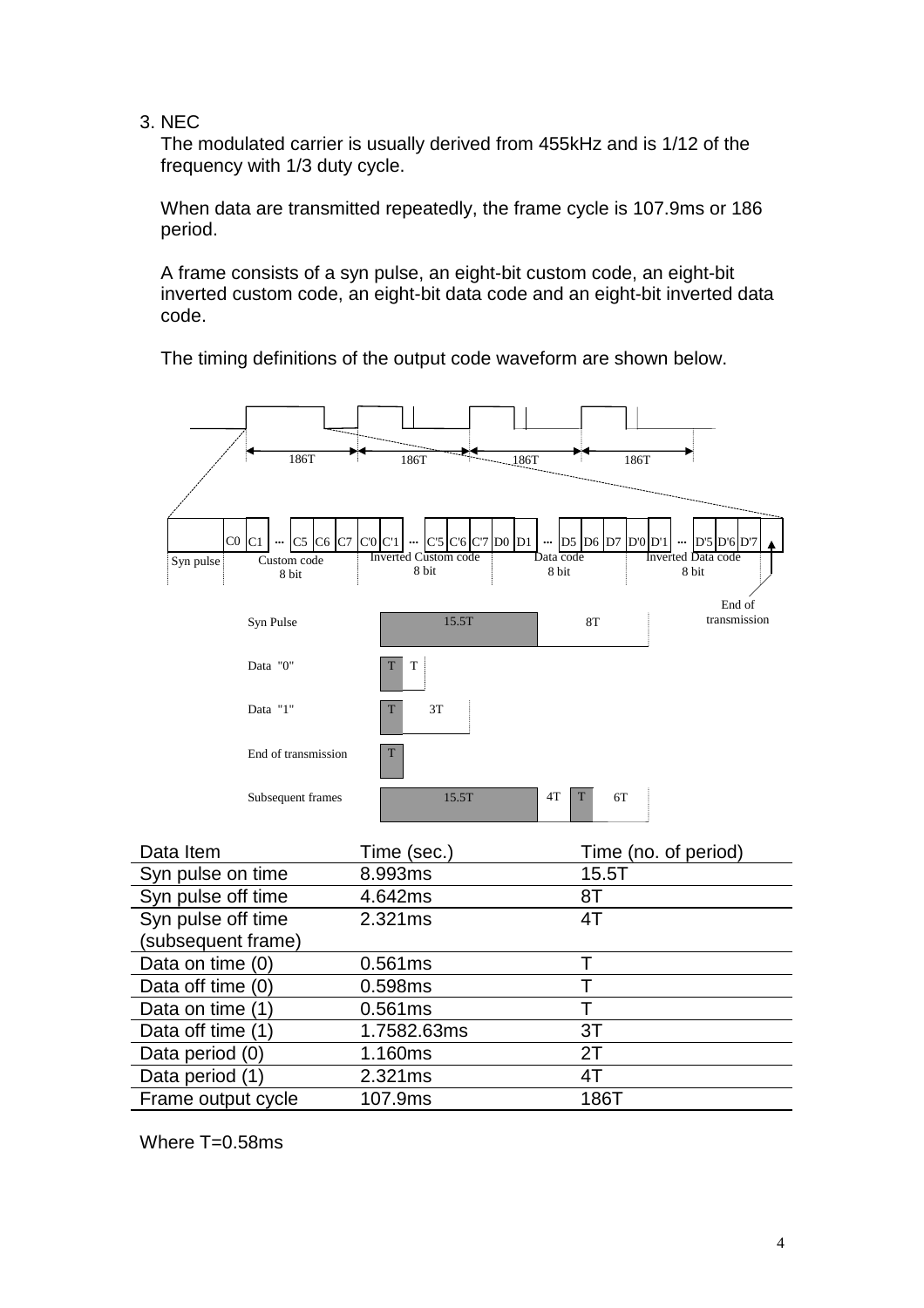3. NEC

The modulated carrier is usually derived from 455kHz and is 1/12 of the frequency with 1/3 duty cycle.

When data are transmitted repeatedly, the frame cycle is 107.9ms or 186 period.

A frame consists of a syn pulse, an eight-bit custom code, an eight-bit inverted custom code, an eight-bit data code and an eight-bit inverted data code.

The timing definitions of the output code waveform are shown below.

| Data Item | Time (sec.) | Time (no. of period) |
|---|---|---|
| Syn pulse on time | 8.993ms | 15.5T |
| Syn pulse off time | 4.642ms | 8T |
| Syn pulse off time (subsequent frame) | 2.321ms | 4T |
| Data on time (0) | 0.561ms | T |
| Data off time (0) | 0.598ms | T |
| Data on time (1) | 0.561ms | T |
| Data off time (1) | 1.7582.63ms | 3T |
| Data period (0) | 1.160ms | 2T |
| Data period (1) | 2.321ms | 4T |
| Frame output cycle | 107.9ms | 186T |

Where T=0.58ms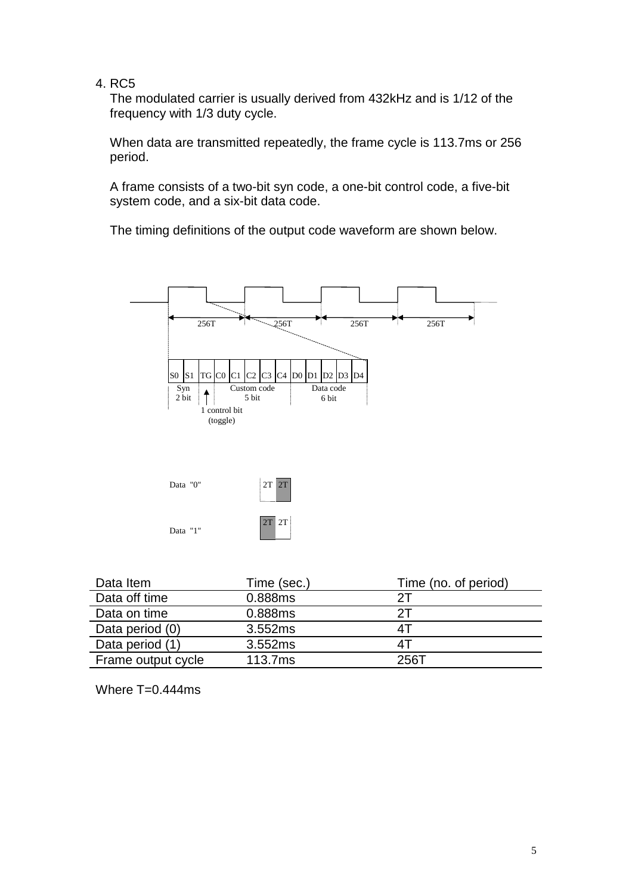4. RC5

   The modulated carrier is usually derived from 432kHz and is 1/12 of the frequency with 1/3 duty cycle.

   When data are transmitted repeatedly, the frame cycle is 113.7ms or 256 period.

   A frame consists of a two-bit syn code, a one-bit control code, a five-bit system code, and a six-bit data code.

   The timing definitions of the output code waveform are shown below.

256T
256T
256T
256T

S0 S1 TG C0 C1 C2 C3 C4 D0 D1 D2 D3 D4

Syn 2 bit
Custom code 5 bit
Data code 6 bit
1 control bit (toggle)

Data "0" 2T 2T

Data "1" 2T 2T

| Data Item | Time (sec.) | Time (no. of period) |
|---|---|---|
| Data off time | 0.888ms | 2T |
| Data on time | 0.888ms | 2T |
| Data period (0) | 3.552ms | 4T |
| Data period (1) | 3.552ms | 4T |
| Frame output cycle | 113.7ms | 256T |

Where T=0.444ms